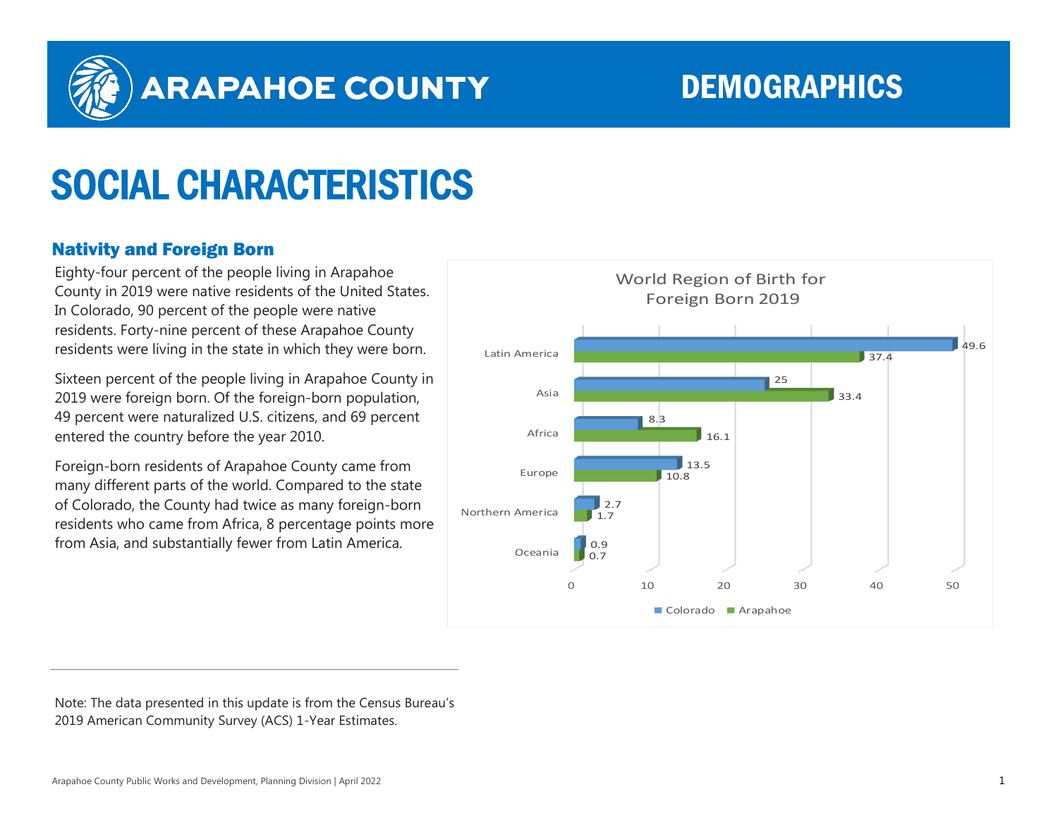# ARAPAHOE COUNTY

# DEMOGRAPHICS

# SOCIAL CHARACTERISTICS

## Nativity and Foreign Born

Eighty-four percent of the people living in Arapahoe County in 2019 were native residents of the United States. In Colorado, 90 percent of the people were native residents. Forty-nine percent of these Arapahoe County residents were living in the state in which they were born.

Sixteen percent of the people living in Arapahoe County in 2019 were foreign born. Of the foreign-born population, 49 percent were naturalized U.S. citizens, and 69 percent entered the country before the year 2010.

Foreign-born residents of Arapahoe County came from many different parts of the world. Compared to the state of Colorado, the County had twice as many foreign-born residents who came from Africa, 8 percentage points more from Asia, and substantially fewer from Latin America.

World Region of Birth for Foreign Born 2019

| Region | Colorado | Arapahoe |
| --- | --- | --- |
| Latin America | 49.6 | 37.4 |
| Asia | 25 | 33.4 |
| Africa | 8.3 | 16.1 |
| Europe | 13.5 | 10.8 |
| Northern America | 2.7 | 1.7 |
| Oceania | 0.9 | 0.7 |

Note: The data presented in this update is from the Census Bureau's 2019 American Community Survey (ACS) 1-Year Estimates.

Arapahoe County Public Works and Development, Planning Division | April 2022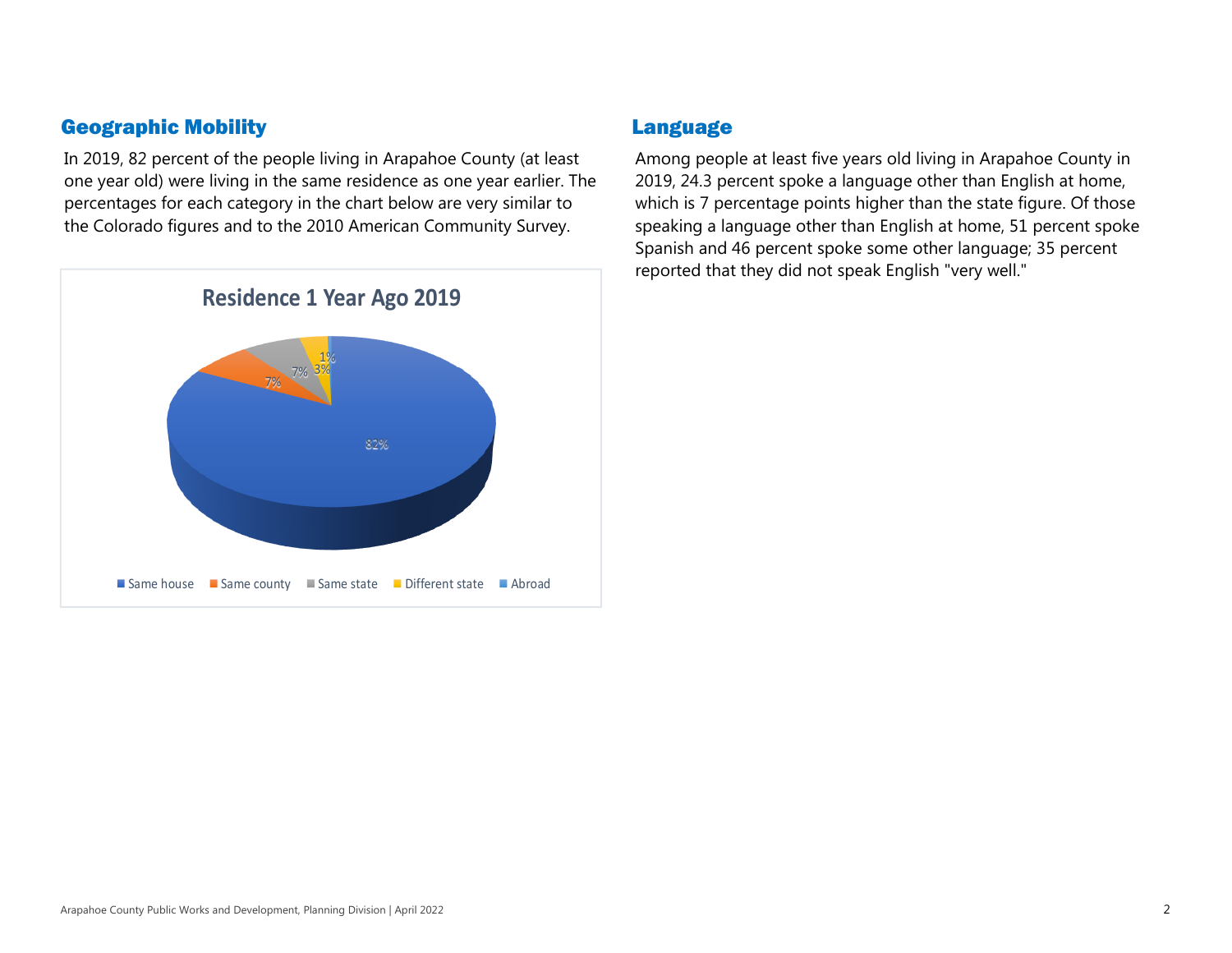## Geographic Mobility

In 2019, 82 percent of the people living in Arapahoe County (at least one year old) were living in the same residence as one year earlier. The percentages for each category in the chart below are very similar to the Colorado figures and to the 2010 American Community Survey.

**Residence 1 Year Ago 2019**

| Category | Percent |
| --- | --- |
| Same house | 82% |
| Same county | 7% |
| Same state | 7% |
| Different state | 3% |
| Abroad | 1% |

## Language

Among people at least five years old living in Arapahoe County in 2019, 24.3 percent spoke a language other than English at home, which is 7 percentage points higher than the state figure. Of those speaking a language other than English at home, 51 percent spoke Spanish and 46 percent spoke some other language; 35 percent reported that they did not speak English "very well."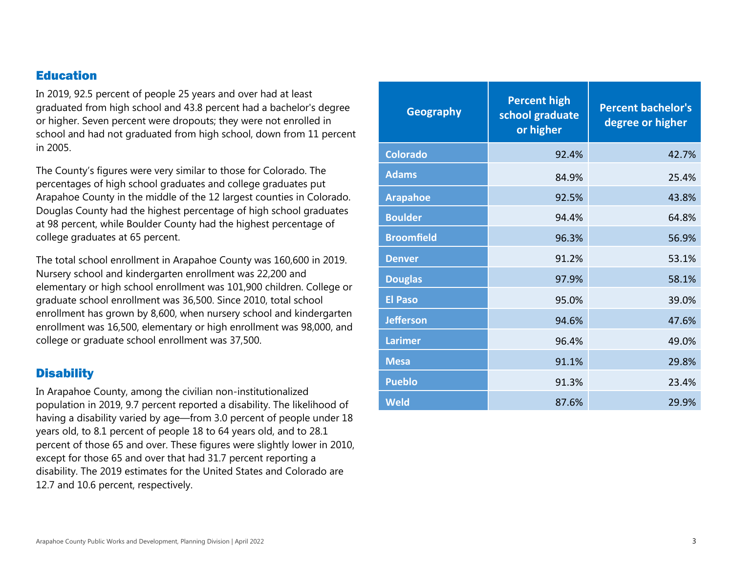## Education

In 2019, 92.5 percent of people 25 years and over had at least graduated from high school and 43.8 percent had a bachelor's degree or higher. Seven percent were dropouts; they were not enrolled in school and had not graduated from high school, down from 11 percent in 2005.

The County's figures were very similar to those for Colorado. The percentages of high school graduates and college graduates put Arapahoe County in the middle of the 12 largest counties in Colorado. Douglas County had the highest percentage of high school graduates at 98 percent, while Boulder County had the highest percentage of college graduates at 65 percent.

The total school enrollment in Arapahoe County was 160,600 in 2019. Nursery school and kindergarten enrollment was 22,200 and elementary or high school enrollment was 101,900 children. College or graduate school enrollment was 36,500. Since 2010, total school enrollment has grown by 8,600, when nursery school and kindergarten enrollment was 16,500, elementary or high enrollment was 98,000, and college or graduate school enrollment was 37,500.

| Geography | Percent high school graduate or higher | Percent bachelor's degree or higher |
|---|---|---|
| Colorado | 92.4% | 42.7% |
| Adams | 84.9% | 25.4% |
| Arapahoe | 92.5% | 43.8% |
| Boulder | 94.4% | 64.8% |
| Broomfield | 96.3% | 56.9% |
| Denver | 91.2% | 53.1% |
| Douglas | 97.9% | 58.1% |
| El Paso | 95.0% | 39.0% |
| Jefferson | 94.6% | 47.6% |
| Larimer | 96.4% | 49.0% |
| Mesa | 91.1% | 29.8% |
| Pueblo | 91.3% | 23.4% |
| Weld | 87.6% | 29.9% |

## Disability

In Arapahoe County, among the civilian non-institutionalized population in 2019, 9.7 percent reported a disability. The likelihood of having a disability varied by age—from 3.0 percent of people under 18 years old, to 8.1 percent of people 18 to 64 years old, and to 28.1 percent of those 65 and over. These figures were slightly lower in 2010, except for those 65 and over that had 31.7 percent reporting a disability. The 2019 estimates for the United States and Colorado are 12.7 and 10.6 percent, respectively.